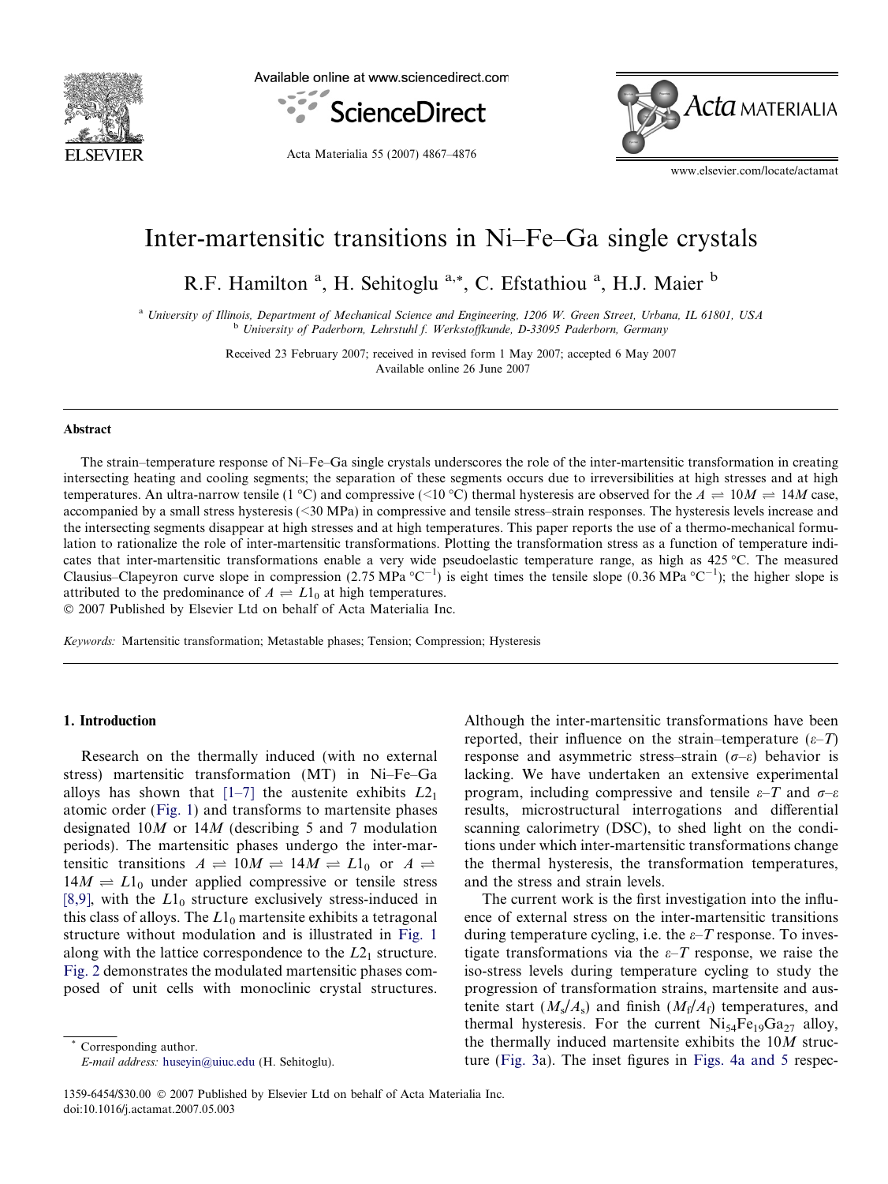// Inter-martensitic transitions in Ni–Fe–Ga single crystals

R.F. Hamilton [a], H. Sehitoglu [a,*], C. Efstathiou [a], H.J. Maier [b]

[a] University of Illinois, Department of Mechanical Science and Engineering, 1206 W. Green Street, Urbana, IL 61801, USA
[b] University of Paderborn, Lehrstuhl f. Werkstoffkunde, D-33095 Paderborn, Germany

Received 23 February 2007; received in revised form 1 May 2007; accepted 6 May 2007
Available online 26 June 2007

## Abstract

The strain–temperature response of Ni–Fe–Ga single crystals underscores the role of the inter-martensitic transformation in creating intersecting heating and cooling segments; the separation of these segments occurs due to irreversibilities at high stresses and at high temperatures. An ultra-narrow tensile (1 °C) and compressive (<10 °C) thermal hysteresis are observed for the $A \rightleftharpoons 10M \rightleftharpoons 14M$ case, accompanied by a small stress hysteresis (<30 MPa) in compressive and tensile stress–strain responses. The hysteresis levels increase and the intersecting segments disappear at high stresses and at high temperatures. This paper reports the use of a thermo-mechanical formulation to rationalize the role of inter-martensitic transformations. Plotting the transformation stress as a function of temperature indicates that inter-martensitic transformations enable a very wide pseudoelastic temperature range, as high as 425 °C. The measured Clausius–Clapeyron curve slope in compression (2.75 MPa °C$^{-1}$) is eight times the tensile slope (0.36 MPa °C$^{-1}$); the higher slope is attributed to the predominance of $A \rightleftharpoons L1_0$ at high temperatures.

© 2007 Published by Elsevier Ltd on behalf of Acta Materialia Inc.

*Keywords:* Martensitic transformation; Metastable phases; Tension; Compression; Hysteresis

## 1. Introduction

Research on the thermally induced (with no external stress) martensitic transformation (MT) in Ni–Fe–Ga alloys has shown that [1–7] the austenite exhibits $L2_1$ atomic order (Fig. 1) and transforms to martensite phases designated $10M$ or $14M$ (describing 5 and 7 modulation periods). The martensitic phases undergo the inter-martensitic transitions $A \rightleftharpoons 10M \rightleftharpoons 14M \rightleftharpoons L1_0$ or $A \rightleftharpoons 14M \rightleftharpoons L1_0$ under applied compressive or tensile stress [8,9], with the $L1_0$ structure exclusively stress-induced in this class of alloys. The $L1_0$ martensite exhibits a tetragonal structure without modulation and is illustrated in Fig. 1 along with the lattice correspondence to the $L2_1$ structure. Fig. 2 demonstrates the modulated martensitic phases composed of unit cells with monoclinic crystal structures. Although the inter-martensitic transformations have been reported, their influence on the strain–temperature ($\varepsilon$–$T$) response and asymmetric stress–strain ($\sigma$–$\varepsilon$) behavior is lacking. We have undertaken an extensive experimental program, including compressive and tensile $\varepsilon$–$T$ and $\sigma$–$\varepsilon$ results, microstructural interrogations and differential scanning calorimetry (DSC), to shed light on the conditions under which inter-martensitic transformations change the thermal hysteresis, the transformation temperatures, and the stress and strain levels.

The current work is the first investigation into the influence of external stress on the inter-martensitic transitions during temperature cycling, i.e. the $\varepsilon$–$T$ response. To investigate transformations via the $\varepsilon$–$T$ response, we raise the iso-stress levels during temperature cycling to study the progression of transformation strains, martensite and austenite start ($M_s$/$A_s$) and finish ($M_f$/$A_f$) temperatures, and thermal hysteresis. For the current $Ni_{54}Fe_{19}Ga_{27}$ alloy, the thermally induced martensite exhibits the $10M$ structure (Fig. 3a). The inset figures in Figs. 4a and 5 respec-

\* Corresponding author.
*E-mail address:* huseyin@uiuc.edu (H. Sehitoglu).

1359-6454/$30.00 © 2007 Published by Elsevier Ltd on behalf of Acta Materialia Inc.
doi:10.1016/j.actamat.2007.05.003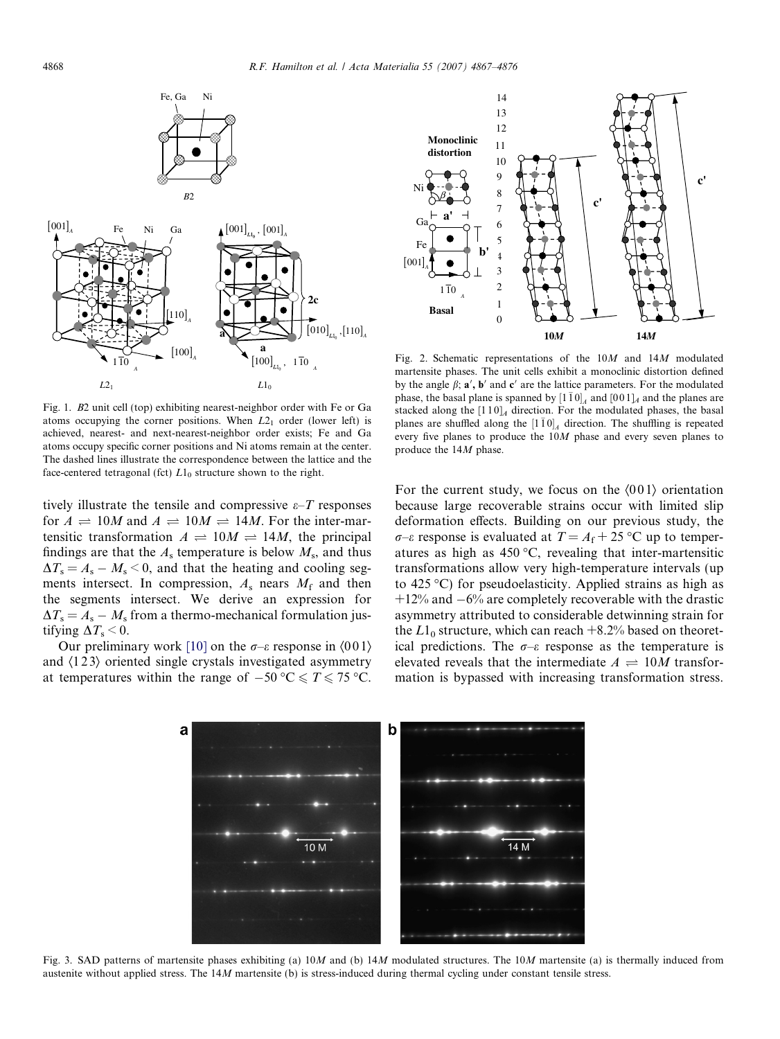Fig. 1. B2 unit cell (top) exhibiting nearest-neighbor order with Fe or Ga atoms occupying the corner positions. When $L2_1$ order (lower left) is achieved, nearest- and next-nearest-neighbor order exists; Fe and Ga atoms occupy specific corner positions and Ni atoms remain at the center. The dashed lines illustrate the correspondence between the lattice and the face-centered tetragonal (fct) $L1_0$ structure shown to the right.

Fig. 2. Schematic representations of the 10*M* and 14*M* modulated martensite phases. The unit cells exhibit a monoclinic distortion defined by the angle $\beta$; $\mathbf{a}'$, $\mathbf{b}'$ and $\mathbf{c}'$ are the lattice parameters. For the modulated phase, the basal plane is spanned by $[1\bar{1}0]_A$ and $[001]_A$ and the planes are stacked along the $[110]_A$ direction. For the modulated phases, the basal planes are shuffled along the $[1\bar{1}0]_A$ direction. The shuffling is repeated every five planes to produce the 10*M* phase and every seven planes to produce the 14*M* phase.

tively illustrate the tensile and compressive $\varepsilon$–$T$ responses for $A \rightleftharpoons 10M$ and $A \rightleftharpoons 10M \rightleftharpoons 14M$. For the inter-martensitic transformation $A \rightleftharpoons 10M \rightleftharpoons 14M$, the principal findings are that the $A_s$ temperature is below $M_s$, and thus $\Delta T_s = A_s - M_s < 0$, and that the heating and cooling segments intersect. In compression, $A_s$ nears $M_f$ and then the segments intersect. We derive an expression for $\Delta T_s = A_s - M_s$ from a thermo-mechanical formulation justifying $\Delta T_s < 0$.

Our preliminary work [10] on the $\sigma$–$\varepsilon$ response in $\langle 001 \rangle$ and $\langle 123 \rangle$ oriented single crystals investigated asymmetry at temperatures within the range of $-50\,°\text{C} \leqslant T \leqslant 75\,°\text{C}$. For the current study, we focus on the $\langle 001 \rangle$ orientation because large recoverable strains occur with limited slip deformation effects. Building on our previous study, the $\sigma$–$\varepsilon$ response is evaluated at $T = A_f + 25\,°\text{C}$ up to temperatures as high as 450 °C, revealing that inter-martensitic transformations allow very high-temperature intervals (up to 425 °C) for pseudoelasticity. Applied strains as high as +12% and −6% are completely recoverable with the drastic asymmetry attributed to considerable detwinning strain for the $L1_0$ structure, which can reach +8.2% based on theoretical predictions. The $\sigma$–$\varepsilon$ response as the temperature is elevated reveals that the intermediate $A \rightleftharpoons 10M$ transformation is bypassed with increasing transformation stress.

Fig. 3. SAD patterns of martensite phases exhibiting (a) 10*M* and (b) 14*M* modulated structures. The 10*M* martensite (a) is thermally induced from austenite without applied stress. The 14*M* martensite (b) is stress-induced during thermal cycling under constant tensile stress.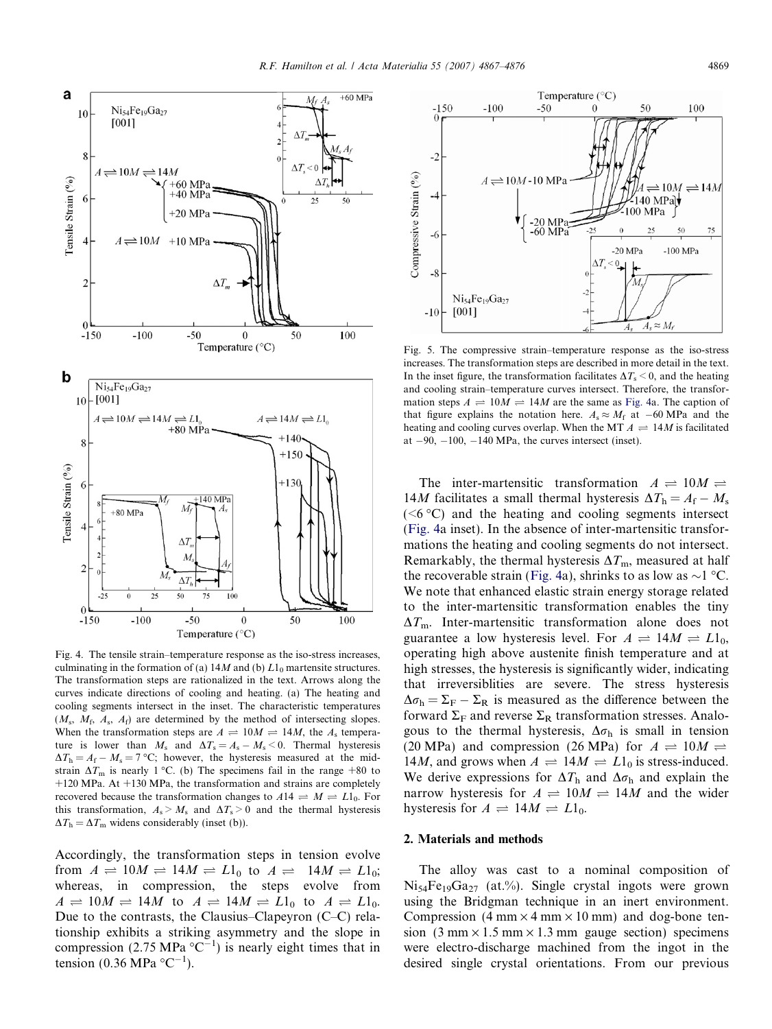Fig. 4. The tensile strain–temperature response as the iso-stress increases, culminating in the formation of (a) $14M$ and (b) $L1_0$ martensite structures. The transformation steps are rationalized in the text. Arrows along the curves indicate directions of cooling and heating. (a) The heating and cooling segments intersect in the inset. The characteristic temperatures ($M_s$, $M_f$, $A_s$, $A_f$) are determined by the method of intersecting slopes. When the transformation steps are $A \rightleftharpoons 10M \rightleftharpoons 14M$, the $A_s$ temperature is lower than $M_s$ and $\Delta T_s = A_s - M_s < 0$. Thermal hysteresis $\Delta T_h = A_f - M_s = 7\,°C$; however, the hysteresis measured at the mid-strain $\Delta T_m$ is nearly 1 °C. (b) The specimens fail in the range +80 to +120 MPa. At +130 MPa, the transformation and strains are completely recovered because the transformation changes to $A14 \rightleftharpoons M \rightleftharpoons L1_0$. For this transformation, $A_s > M_s$ and $\Delta T_s > 0$ and the thermal hysteresis $\Delta T_h = \Delta T_m$ widens considerably (inset (b)).

Accordingly, the transformation steps in tension evolve from $A \rightleftharpoons 10M \rightleftharpoons 14M \rightleftharpoons L1_0$ to $A \rightleftharpoons 14M \rightleftharpoons L1_0$; whereas, in compression, the steps evolve from $A \rightleftharpoons 10M \rightleftharpoons 14M$ to $A \rightleftharpoons 14M \rightleftharpoons L1_0$ to $A \rightleftharpoons L1_0$. Due to the contrasts, the Clausius–Clapeyron (C–C) relationship exhibits a striking asymmetry and the slope in compression (2.75 MPa $°C^{-1}$) is nearly eight times that in tension (0.36 MPa $°C^{-1}$).

Fig. 5. The compressive strain–temperature response as the iso-stress increases. The transformation steps are described in more detail in the text. In the inset figure, the transformation facilitates $\Delta T_s < 0$, and the heating and cooling strain–temperature curves intersect. Therefore, the transformation steps $A \rightleftharpoons 10M \rightleftharpoons 14M$ are the same as Fig. 4a. The caption of that figure explains the notation here. $A_s \approx M_f$ at −60 MPa and the heating and cooling curves overlap. When the MT $A \rightleftharpoons 14M$ is facilitated at −90, −100, −140 MPa, the curves intersect (inset).

The inter-martensitic transformation $A \rightleftharpoons 10M \rightleftharpoons 14M$ facilitates a small thermal hysteresis $\Delta T_h = A_f - M_s$ (<6 °C) and the heating and cooling segments intersect (Fig. 4a inset). In the absence of inter-martensitic transformations the heating and cooling segments do not intersect. Remarkably, the thermal hysteresis $\Delta T_m$, measured at half the recoverable strain (Fig. 4a), shrinks to as low as ~1 °C. We note that enhanced elastic strain energy storage related to the inter-martensitic transformation enables the tiny $\Delta T_m$. Inter-martensitic transformation alone does not guarantee a low hysteresis level. For $A \rightleftharpoons 14M \rightleftharpoons L1_0$, operating high above austenite finish temperature and at high stresses, the hysteresis is significantly wider, indicating that irreversiblities are severe. The stress hysteresis $\Delta\sigma_h = \Sigma_F - \Sigma_R$ is measured as the difference between the forward $\Sigma_F$ and reverse $\Sigma_R$ transformation stresses. Analogous to the thermal hysteresis, $\Delta\sigma_h$ is small in tension (20 MPa) and compression (26 MPa) for $A \rightleftharpoons 10M \rightleftharpoons 14M$, and grows when $A \rightleftharpoons 14M \rightleftharpoons L1_0$ is stress-induced. We derive expressions for $\Delta T_h$ and $\Delta\sigma_h$ and explain the narrow hysteresis for $A \rightleftharpoons 10M \rightleftharpoons 14M$ and the wider hysteresis for $A \rightleftharpoons 14M \rightleftharpoons L1_0$.

## 2. Materials and methods

The alloy was cast to a nominal composition of $Ni_{54}Fe_{19}Ga_{27}$ (at.%). Single crystal ingots were grown using the Bridgman technique in an inert environment. Compression (4 mm × 4 mm × 10 mm) and dog-bone tension (3 mm × 1.5 mm × 1.3 mm gauge section) specimens were electro-discharge machined from the ingot in the desired single crystal orientations. From our previous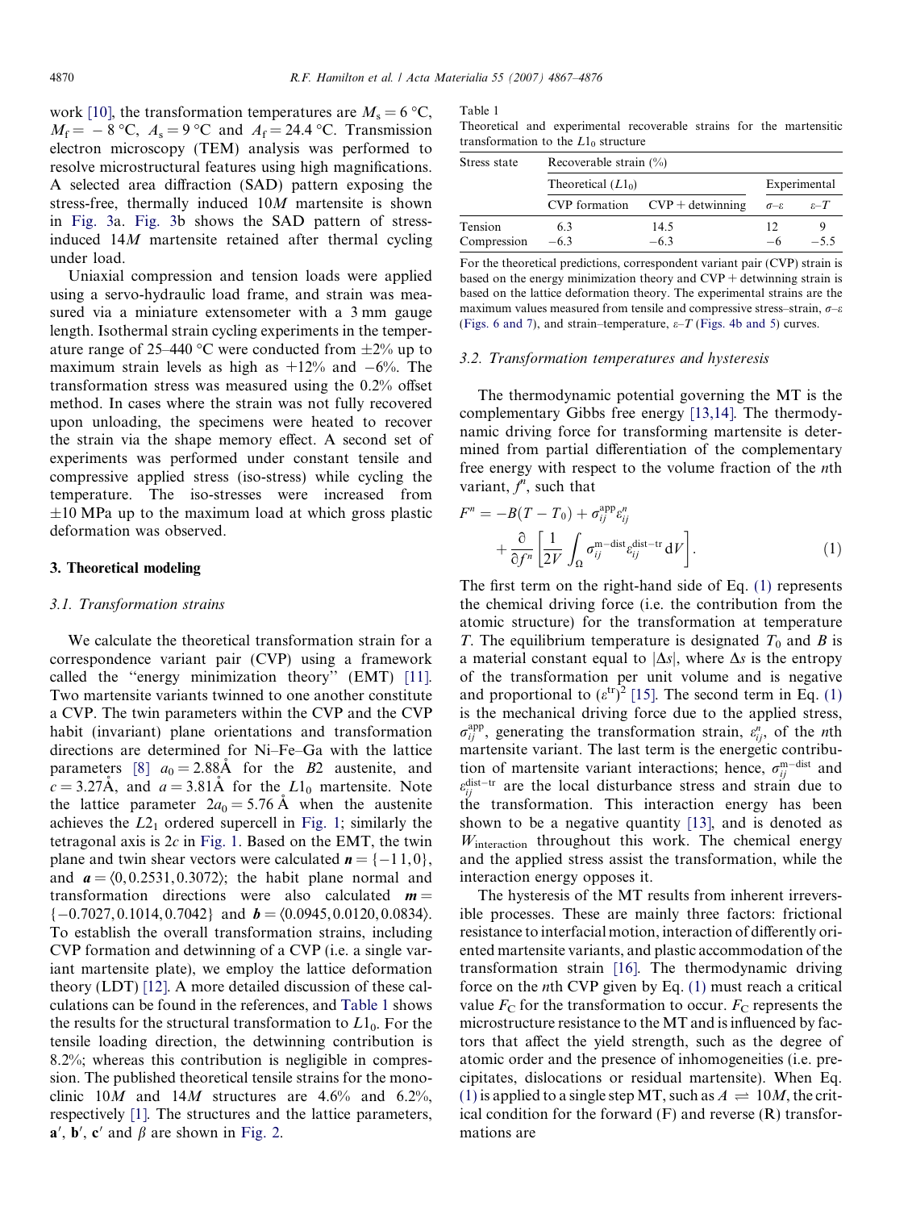work [10], the transformation temperatures are $M_s = 6\,°C$, $M_f = -8\,°C$, $A_s = 9\,°C$ and $A_f = 24.4\,°C$. Transmission electron microscopy (TEM) analysis was performed to resolve microstructural features using high magnifications. A selected area diffraction (SAD) pattern exposing the stress-free, thermally induced 10*M* martensite is shown in Fig. 3a. Fig. 3b shows the SAD pattern of stress-induced 14*M* martensite retained after thermal cycling under load.

Uniaxial compression and tension loads were applied using a servo-hydraulic load frame, and strain was measured via a miniature extensometer with a 3 mm gauge length. Isothermal strain cycling experiments in the temperature range of 25–440 °C were conducted from ±2% up to maximum strain levels as high as +12% and −6%. The transformation stress was measured using the 0.2% offset method. In cases where the strain was not fully recovered upon unloading, the specimens were heated to recover the strain via the shape memory effect. A second set of experiments was performed under constant tensile and compressive applied stress (iso-stress) while cycling the temperature. The iso-stresses were increased from ±10 MPa up to the maximum load at which gross plastic deformation was observed.

## 3. Theoretical modeling

### 3.1. Transformation strains

We calculate the theoretical transformation strain for a correspondence variant pair (CVP) using a framework called the "energy minimization theory" (EMT) [11]. Two martensite variants twinned to one another constitute a CVP. The twin parameters within the CVP and the CVP habit (invariant) plane orientations and transformation directions are determined for Ni–Fe–Ga with the lattice parameters [8] $a_0 = 2.88$ Å for the *B*2 austenite, and $c = 3.27$ Å, and $a = 3.81$ Å for the $L1_0$ martensite. Note the lattice parameter $2a_0 = 5.76$ Å when the austenite achieves the $L2_1$ ordered supercell in Fig. 1; similarly the tetragonal axis is $2c$ in Fig. 1. Based on the EMT, the twin plane and twin shear vectors were calculated $\boldsymbol{n} = \{-1\,1, 0\}$, and $\boldsymbol{a} = \langle 0, 0.2531, 0.3072\rangle$; the habit plane normal and transformation directions were also calculated $\boldsymbol{m} = \{-0.7027, 0.1014, 0.7042\}$ and $\boldsymbol{b} = \langle 0.0945, 0.0120, 0.0834\rangle$. To establish the overall transformation strains, including CVP formation and detwinning of a CVP (i.e. a single variant martensite plate), we employ the lattice deformation theory (LDT) [12]. A more detailed discussion of these calculations can be found in the references, and Table 1 shows the results for the structural transformation to $L1_0$. For the tensile loading direction, the detwinning contribution is 8.2%; whereas this contribution is negligible in compression. The published theoretical tensile strains for the monoclinic 10*M* and 14*M* structures are 4.6% and 6.2%, respectively [1]. The structures and the lattice parameters, $\mathbf{a}'$, $\mathbf{b}'$, $\mathbf{c}'$ and $\beta$ are shown in Fig. 2.

Table 1
Theoretical and experimental recoverable strains for the martensitic transformation to the $L1_0$ structure

| Stress state | Recoverable strain (%) | | | |
|---|---|---|---|---|
| | Theoretical ($L1_0$) | | Experimental | |
| | CVP formation | CVP + detwinning | $\sigma$–$\varepsilon$ | $\varepsilon$–$T$ |
| Tension | 6.3 | 14.5 | 12 | 9 |
| Compression | −6.3 | −6.3 | −6 | −5.5 |

For the theoretical predictions, correspondent variant pair (CVP) strain is based on the energy minimization theory and CVP + detwinning strain is based on the lattice deformation theory. The experimental strains are the maximum values measured from tensile and compressive stress–strain, $\sigma$–$\varepsilon$ (Figs. 6 and 7), and strain–temperature, $\varepsilon$–$T$ (Figs. 4b and 5) curves.

### 3.2. Transformation temperatures and hysteresis

The thermodynamic potential governing the MT is the complementary Gibbs free energy [13,14]. The thermodynamic driving force for transforming martensite is determined from partial differentiation of the complementary free energy with respect to the volume fraction of the *n*th variant, $f^n$, such that

$$F^n = -B(T - T_0) + \sigma_{ij}^{\mathrm{app}}\varepsilon_{ij}^{n} + \frac{\partial}{\partial f^n}\left[\frac{1}{2V}\int_{\Omega}\sigma_{ij}^{\mathrm{m-dist}}\varepsilon_{ij}^{\mathrm{dist-tr}}\,\mathrm{d}V\right]. \tag{1}$$

The first term on the right-hand side of Eq. (1) represents the chemical driving force (i.e. the contribution from the atomic structure) for the transformation at temperature $T$. The equilibrium temperature is designated $T_0$ and $B$ is a material constant equal to $|\Delta s|$, where $\Delta s$ is the entropy of the transformation per unit volume and is negative and proportional to $(\varepsilon^{\mathrm{tr}})^2$ [15]. The second term in Eq. (1) is the mechanical driving force due to the applied stress, $\sigma_{ij}^{\mathrm{app}}$, generating the transformation strain, $\varepsilon_{ij}^{n}$, of the *n*th martensite variant. The last term is the energetic contribution of martensite variant interactions; hence, $\sigma_{ij}^{\mathrm{m-dist}}$ and $\varepsilon_{ij}^{\mathrm{dist-tr}}$ are the local disturbance stress and strain due to the transformation. This interaction energy has been shown to be a negative quantity [13], and is denoted as $W_{\mathrm{interaction}}$ throughout this work. The chemical energy and the applied stress assist the transformation, while the interaction energy opposes it.

The hysteresis of the MT results from inherent irreversible processes. These are mainly three factors: frictional resistance to interfacial motion, interaction of differently oriented martensite variants, and plastic accommodation of the transformation strain [16]. The thermodynamic driving force on the *n*th CVP given by Eq. (1) must reach a critical value $F_C$ for the transformation to occur. $F_C$ represents the microstructure resistance to the MT and is influenced by factors that affect the yield strength, such as the degree of atomic order and the presence of inhomogeneities (i.e. precipitates, dislocations or residual martensite). When Eq. (1) is applied to a single step MT, such as $A \rightleftharpoons 10M$, the critical condition for the forward (F) and reverse (R) transformations are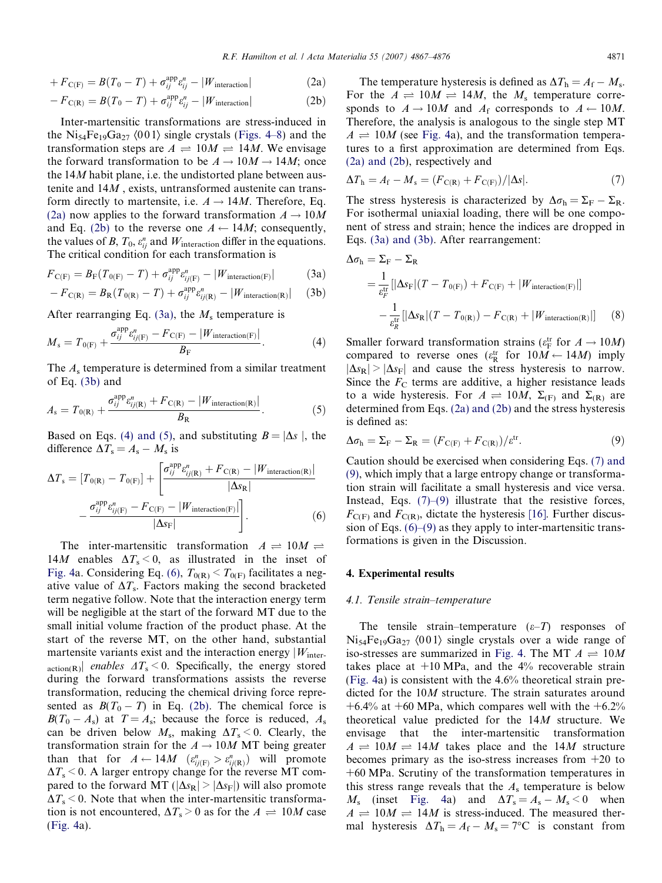$$+F_{C(F)} = B(T_0 - T) + \sigma_{ij}^{app}\varepsilon_{ij}^{n} - |W_{interaction}| \tag{2a}$$

$$-F_{C(R)} = B(T_0 - T) + \sigma_{ij}^{app}\varepsilon_{ij}^{n} - |W_{interaction}| \tag{2b}$$

Inter-martensitic transformations are stress-induced in the $Ni_{54}Fe_{19}Ga_{27}$ ⟨001⟩ single crystals (Figs. 4–8) and the transformation steps are $A \rightleftharpoons 10M \rightleftharpoons 14M$. We envisage the forward transformation to be $A \to 10M \to 14M$; once the $14M$ habit plane, i.e. the undistorted plane between austenite and $14M$, exists, untransformed austenite can transform directly to martensite, i.e. $A \to 14M$. Therefore, Eq. (2a) now applies to the forward transformation $A \to 10M$ and Eq. (2b) to the reverse one $A \leftarrow 14M$; consequently, the values of $B$, $T_0$, $\varepsilon_{ij}^{n}$ and $W_{interaction}$ differ in the equations. The critical condition for each transformation is

$$F_{C(F)} = B_F(T_{0(F)} - T) + \sigma_{ij}^{app}\varepsilon_{ij(F)}^{n} - |W_{interaction(F)}| \tag{3a}$$

$$-F_{C(R)} = B_R(T_{0(R)} - T) + \sigma_{ij}^{app}\varepsilon_{ij(R)}^{n} - |W_{interaction(R)}| \tag{3b}$$

After rearranging Eq. (3a), the $M_s$ temperature is

$$M_s = T_{0(F)} + \frac{\sigma_{ij}^{app}\varepsilon_{ij(F)}^{n} - F_{C(F)} - |W_{interaction(F)}|}{B_F}. \tag{4}$$

The $A_s$ temperature is determined from a similar treatment of Eq. (3b) and

$$A_s = T_{0(R)} + \frac{\sigma_{ij}^{app}\varepsilon_{ij(R)}^{n} + F_{C(R)} - |W_{interaction(R)}|}{B_R}. \tag{5}$$

Based on Eqs. (4) and (5), and substituting $B = |\Delta s|$, the difference $\Delta T_s = A_s - M_s$ is

$$\Delta T_s = [T_{0(R)} - T_{0(F)}] + \left[\frac{\sigma_{ij}^{app}\varepsilon_{ij(R)}^{n} + F_{C(R)} - |W_{interaction(R)}|}{|\Delta s_R|} - \frac{\sigma_{ij}^{app}\varepsilon_{ij(F)}^{n} - F_{C(F)} - |W_{interaction(F)}|}{|\Delta s_F|}\right]. \tag{6}$$

The inter-martensitic transformation $A \rightleftharpoons 10M \rightleftharpoons 14M$ enables $\Delta T_s < 0$, as illustrated in the inset of Fig. 4a. Considering Eq. (6), $T_{0(R)} < T_{0(F)}$ facilitates a negative value of $\Delta T_s$. Factors making the second bracketed term negative follow. Note that the interaction energy term will be negligible at the start of the forward MT due to the small initial volume fraction of the product phase. At the start of the reverse MT, on the other hand, substantial martensite variants exist and the interaction energy $|W_{interaction(R)}|$ *enables* $\Delta T_s < 0$. Specifically, the energy stored during the forward transformations assists the reverse transformation, reducing the chemical driving force represented as $B(T_0 - T)$ in Eq. (2b). The chemical force is $B(T_0 - A_s)$ at $T = A_s$; because the force is reduced, $A_s$ can be driven below $M_s$, making $\Delta T_s < 0$. Clearly, the transformation strain for the $A \to 10M$ MT being greater than that for $A \leftarrow 14M$ ($\varepsilon_{ij(F)}^{n} > \varepsilon_{ij(R)}^{n}$) will promote $\Delta T_s < 0$. A larger entropy change for the reverse MT compared to the forward MT ($|\Delta s_R| > |\Delta s_F|$) will also promote $\Delta T_s < 0$. Note that when the inter-martensitic transformation is not encountered, $\Delta T_s > 0$ as for the $A \rightleftharpoons 10M$ case (Fig. 4a).

The temperature hysteresis is defined as $\Delta T_h = A_f - M_s$. For the $A \rightleftharpoons 10M \rightleftharpoons 14M$, the $M_s$ temperature corresponds to $A \to 10M$ and $A_f$ corresponds to $A \leftarrow 10M$. Therefore, the analysis is analogous to the single step MT $A \rightleftharpoons 10M$ (see Fig. 4a), and the transformation temperatures to a first approximation are determined from Eqs. (2a) and (2b), respectively and

$$\Delta T_h = A_f - M_s = (F_{C(R)} + F_{C(F)})/|\Delta s|. \tag{7}$$

The stress hysteresis is characterized by $\Delta\sigma_h = \Sigma_F - \Sigma_R$. For isothermal uniaxial loading, there will be one component of stress and strain; hence the indices are dropped in Eqs. (3a) and (3b). After rearrangement:

$$\begin{aligned}\Delta\sigma_h &= \Sigma_F - \Sigma_R \\ &= \frac{1}{\varepsilon_F^{tr}}\left[|\Delta s_F|(T - T_{0(F)}) + F_{C(F)} + |W_{interaction(F)}|\right] \\ &\quad - \frac{1}{\varepsilon_R^{tr}}\left[|\Delta s_R|(T - T_{0(R)}) - F_{C(R)} + |W_{interaction(R)}|\right]\end{aligned} \tag{8}$$

Smaller forward transformation strains ($\varepsilon_F^{tr}$ for $A \to 10M$) compared to reverse ones ($\varepsilon_R^{tr}$ for $10M \leftarrow 14M$) imply $|\Delta s_R| > |\Delta s_F|$ and cause the stress hysteresis to narrow. Since the $F_C$ terms are additive, a higher resistance leads to a wide hysteresis. For $A \rightleftharpoons 10M$, $\Sigma_{(F)}$ and $\Sigma_{(R)}$ are determined from Eqs. (2a) and (2b) and the stress hysteresis is defined as:

$$\Delta\sigma_h = \Sigma_F - \Sigma_R = (F_{C(F)} + F_{C(R)})/\varepsilon^{tr}. \tag{9}$$

Caution should be exercised when considering Eqs. (7) and (9), which imply that a large entropy change or transformation strain will facilitate a small hysteresis and vice versa. Instead, Eqs. (7)–(9) illustrate that the resistive forces, $F_{C(F)}$ and $F_{C(R)}$, dictate the hysteresis [16]. Further discussion of Eqs. (6)–(9) as they apply to inter-martensitic transformations is given in the Discussion.

## 4. Experimental results

### 4.1. Tensile strain–temperature

The tensile strain–temperature ($\varepsilon$–$T$) responses of $Ni_{54}Fe_{19}Ga_{27}$ ⟨001⟩ single crystals over a wide range of iso-stresses are summarized in Fig. 4. The MT $A \rightleftharpoons 10M$ takes place at +10 MPa, and the 4% recoverable strain (Fig. 4a) is consistent with the 4.6% theoretical strain predicted for the $10M$ structure. The strain saturates around +6.4% at +60 MPa, which compares well with the +6.2% theoretical value predicted for the $14M$ structure. We envisage that the inter-martensitic transformation $A \rightleftharpoons 10M \rightleftharpoons 14M$ takes place and the $14M$ structure becomes primary as the iso-stress increases from +20 to +60 MPa. Scrutiny of the transformation temperatures in this stress range reveals that the $A_s$ temperature is below $M_s$ (inset Fig. 4a) and $\Delta T_s = A_s - M_s < 0$ when $A \rightleftharpoons 10M \rightleftharpoons 14M$ is stress-induced. The measured thermal hysteresis $\Delta T_h = A_f - M_s = 7$°C is constant from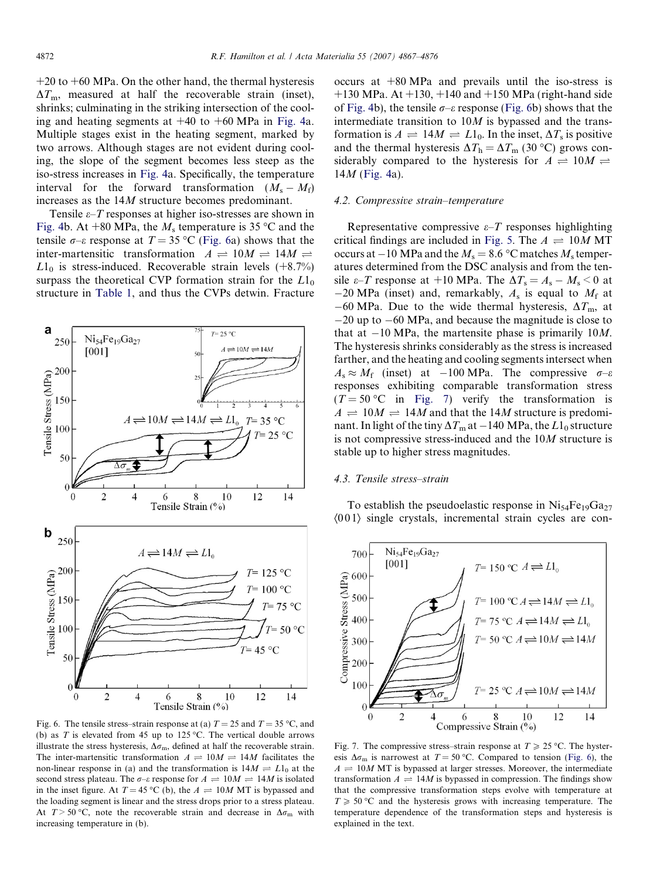+20 to +60 MPa. On the other hand, the thermal hysteresis $\Delta T_m$, measured at half the recoverable strain (inset), shrinks; culminating in the striking intersection of the cooling and heating segments at +40 to +60 MPa in Fig. 4a. Multiple stages exist in the heating segment, marked by two arrows. Although stages are not evident during cooling, the slope of the segment becomes less steep as the iso-stress increases in Fig. 4a. Specifically, the temperature interval for the forward transformation ($M_s - M_f$) increases as the 14$M$ structure becomes predominant.

Tensile $\varepsilon$–$T$ responses at higher iso-stresses are shown in Fig. 4b. At +80 MPa, the $M_s$ temperature is 35 °C and the tensile $\sigma$–$\varepsilon$ response at $T = 35$ °C (Fig. 6a) shows that the inter-martensitic transformation $A \rightleftharpoons 10M \rightleftharpoons 14M \rightleftharpoons L1_0$ is stress-induced. Recoverable strain levels (+8.7%) surpass the theoretical CVP formation strain for the $L1_0$ structure in Table 1, and thus the CVPs detwin. Fracture occurs at +80 MPa and prevails until the iso-stress is +130 MPa. At +130, +140 and +150 MPa (right-hand side of Fig. 4b), the tensile $\sigma$–$\varepsilon$ response (Fig. 6b) shows that the intermediate transition to 10$M$ is bypassed and the transformation is $A \rightleftharpoons 14M \rightleftharpoons L1_0$. In the inset, $\Delta T_s$ is positive and the thermal hysteresis $\Delta T_h = \Delta T_m$ (30 °C) grows considerably compared to the hysteresis for $A \rightleftharpoons 10M \rightleftharpoons 14M$ (Fig. 4a).

Fig. 6. The tensile stress–strain response at (a) $T = 25$ and $T = 35$ °C, and (b) as $T$ is elevated from 45 up to 125 °C. The vertical double arrows illustrate the stress hysteresis, $\Delta\sigma_m$, defined at half the recoverable strain. The inter-martensitic transformation $A \rightleftharpoons 10M \rightleftharpoons 14M$ facilitates the non-linear response in (a) and the transformation is $14M \rightleftharpoons L1_0$ at the second stress plateau. The $\sigma$–$\varepsilon$ response for $A \rightleftharpoons 10M \rightleftharpoons 14M$ is isolated in the inset figure. At $T = 45$ °C (b), the $A \rightleftharpoons 10M$ MT is bypassed and the loading segment is linear and the stress drops prior to a stress plateau. At $T > 50$ °C, note the recoverable strain and decrease in $\Delta\sigma_m$ with increasing temperature in (b).

### 4.2. Compressive strain–temperature

Representative compressive $\varepsilon$–$T$ responses highlighting critical findings are included in Fig. 5. The $A \rightleftharpoons 10M$ MT occurs at −10 MPa and the $M_s = 8.6$ °C matches $M_s$ temperatures determined from the DSC analysis and from the tensile $\varepsilon$–$T$ response at +10 MPa. The $\Delta T_s = A_s - M_s < 0$ at −20 MPa (inset) and, remarkably, $A_s$ is equal to $M_f$ at −60 MPa. Due to the wide thermal hysteresis, $\Delta T_m$, at −20 up to −60 MPa, and because the magnitude is close to that at −10 MPa, the martensite phase is primarily 10$M$. The hysteresis shrinks considerably as the stress is increased farther, and the heating and cooling segments intersect when $A_s \approx M_f$ (inset) at −100 MPa. The compressive $\sigma$–$\varepsilon$ responses exhibiting comparable transformation stress ($T = 50$ °C in Fig. 7) verify the transformation is $A \rightleftharpoons 10M \rightleftharpoons 14M$ and that the 14$M$ structure is predominant. In light of the tiny $\Delta T_m$ at −140 MPa, the $L1_0$ structure is not compressive stress-induced and the 10$M$ structure is stable up to higher stress magnitudes.

### 4.3. Tensile stress–strain

To establish the pseudoelastic response in $Ni_{54}Fe_{19}Ga_{27}$ ⟨001⟩ single crystals, incremental strain cycles are con-

Fig. 7. The compressive stress–strain response at $T \geqslant 25$ °C. The hysteresis $\Delta\sigma_m$ is narrowest at $T = 50$ °C. Compared to tension (Fig. 6), the $A \rightleftharpoons 10M$ MT is bypassed at larger stresses. Moreover, the intermediate transformation $A \rightleftharpoons 14M$ is bypassed in compression. The findings show that the compressive transformation steps evolve with temperature at $T \geqslant 50$ °C and the hysteresis grows with increasing temperature. The temperature dependence of the transformation steps and hysteresis is explained in the text.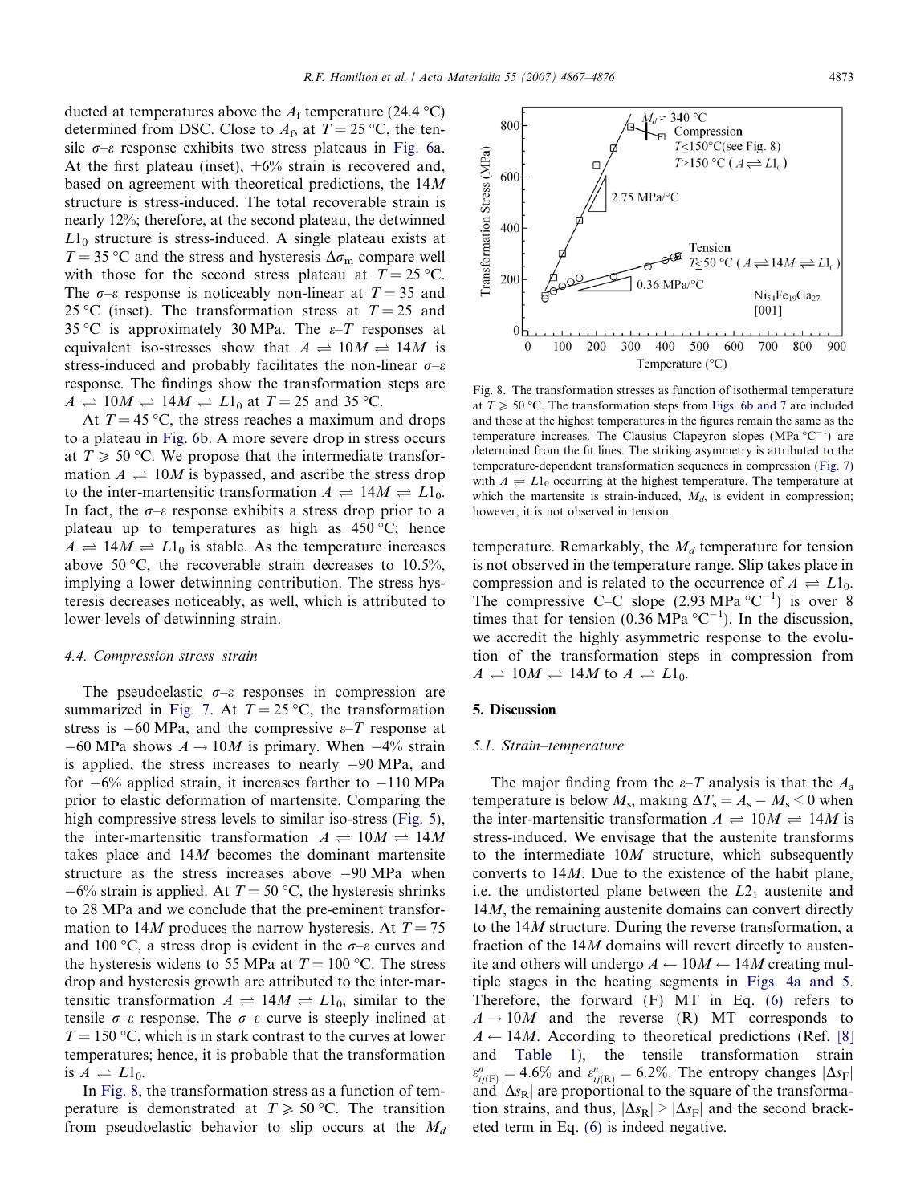ducted at temperatures above the $A_f$ temperature (24.4 °C) determined from DSC. Close to $A_f$, at $T = 25$ °C, the tensile $\sigma$–$\varepsilon$ response exhibits two stress plateaus in Fig. 6a. At the first plateau (inset), +6% strain is recovered and, based on agreement with theoretical predictions, the 14*M* structure is stress-induced. The total recoverable strain is nearly 12%; therefore, at the second plateau, the detwinned $L1_0$ structure is stress-induced. A single plateau exists at $T = 35$ °C and the stress and hysteresis $\Delta\sigma_m$ compare well with those for the second stress plateau at $T = 25$ °C. The $\sigma$–$\varepsilon$ response is noticeably non-linear at $T = 35$ and 25 °C (inset). The transformation stress at $T = 25$ and 35 °C is approximately 30 MPa. The $\varepsilon$–$T$ responses at equivalent iso-stresses show that $A \rightleftharpoons 10M \rightleftharpoons 14M$ is stress-induced and probably facilitates the non-linear $\sigma$–$\varepsilon$ response. The findings show the transformation steps are $A \rightleftharpoons 10M \rightleftharpoons 14M \rightleftharpoons L1_0$ at $T = 25$ and 35 °C.

At $T = 45$ °C, the stress reaches a maximum and drops to a plateau in Fig. 6b. A more severe drop in stress occurs at $T \geqslant 50$ °C. We propose that the intermediate transformation $A \rightleftharpoons 10M$ is bypassed, and ascribe the stress drop to the inter-martensitic transformation $A \rightleftharpoons 14M \rightleftharpoons L1_0$. In fact, the $\sigma$–$\varepsilon$ response exhibits a stress drop prior to a plateau up to temperatures as high as 450 °C; hence $A \rightleftharpoons 14M \rightleftharpoons L1_0$ is stable. As the temperature increases above 50 °C, the recoverable strain decreases to 10.5%, implying a lower detwinning contribution. The stress hysteresis decreases noticeably, as well, which is attributed to lower levels of detwinning strain.

### 4.4. Compression stress–strain

The pseudoelastic $\sigma$–$\varepsilon$ responses in compression are summarized in Fig. 7. At $T = 25$ °C, the transformation stress is −60 MPa, and the compressive $\varepsilon$–$T$ response at −60 MPa shows $A \rightarrow 10M$ is primary. When −4% strain is applied, the stress increases to nearly −90 MPa, and for −6% applied strain, it increases farther to −110 MPa prior to elastic deformation of martensite. Comparing the high compressive stress levels to similar iso-stress (Fig. 5), the inter-martensitic transformation $A \rightleftharpoons 10M \rightleftharpoons 14M$ takes place and 14*M* becomes the dominant martensite structure as the stress increases above −90 MPa when −6% strain is applied. At $T = 50$ °C, the hysteresis shrinks to 28 MPa and we conclude that the pre-eminent transformation to 14*M* produces the narrow hysteresis. At $T = 75$ and 100 °C, a stress drop is evident in the $\sigma$–$\varepsilon$ curves and the hysteresis widens to 55 MPa at $T = 100$ °C. The stress drop and hysteresis growth are attributed to the inter-martensitic transformation $A \rightleftharpoons 14M \rightleftharpoons L1_0$, similar to the tensile $\sigma$–$\varepsilon$ response. The $\sigma$–$\varepsilon$ curve is steeply inclined at $T = 150$ °C, which is in stark contrast to the curves at lower temperatures; hence, it is probable that the transformation is $A \rightleftharpoons L1_0$.

In Fig. 8, the transformation stress as a function of temperature is demonstrated at $T \geqslant 50$ °C. The transition from pseudoelastic behavior to slip occurs at the $M_d$ temperature. Remarkably, the $M_d$ temperature for tension is not observed in the temperature range. Slip takes place in compression and is related to the occurrence of $A \rightleftharpoons L1_0$. The compressive C–C slope (2.93 MPa °C$^{-1}$) is over 8 times that for tension (0.36 MPa °C$^{-1}$). In the discussion, we accredit the highly asymmetric response to the evolution of the transformation steps in compression from $A \rightleftharpoons 10M \rightleftharpoons 14M$ to $A \rightleftharpoons L1_0$.

Fig. 8. The transformation stresses as function of isothermal temperature at $T \geqslant 50$ °C. The transformation steps from Figs. 6b and 7 are included and those at the highest temperatures in the figures remain the same as the temperature increases. The Clausius–Clapeyron slopes (MPa °C$^{-1}$) are determined from the fit lines. The striking asymmetry is attributed to the temperature-dependent transformation sequences in compression (Fig. 7) with $A \rightleftharpoons L1_0$ occurring at the highest temperature. The temperature at which the martensite is strain-induced, $M_d$, is evident in compression; however, it is not observed in tension.

## 5. Discussion

### 5.1. Strain–temperature

The major finding from the $\varepsilon$–$T$ analysis is that the $A_s$ temperature is below $M_s$, making $\Delta T_s = A_s - M_s < 0$ when the inter-martensitic transformation $A \rightleftharpoons 10M \rightleftharpoons 14M$ is stress-induced. We envisage that the austenite transforms to the intermediate 10*M* structure, which subsequently converts to 14*M*. Due to the existence of the habit plane, i.e. the undistorted plane between the $L2_1$ austenite and 14*M*, the remaining austenite domains can convert directly to the 14*M* structure. During the reverse transformation, a fraction of the 14*M* domains will revert directly to austenite and others will undergo $A \leftarrow 10M \leftarrow 14M$ creating multiple stages in the heating segments in Figs. 4a and 5. Therefore, the forward (F) MT in Eq. (6) refers to $A \rightarrow 10M$ and the reverse (R) MT corresponds to $A \leftarrow 14M$. According to theoretical predictions (Ref. [8] and Table 1), the tensile transformation strain $\varepsilon^{n}_{ij(\mathrm{F})} = 4.6\%$ and $\varepsilon^{n}_{ij(\mathrm{R})} = 6.2\%$. The entropy changes $|\Delta s_F|$ and $|\Delta s_R|$ are proportional to the square of the transformation strains, and thus, $|\Delta s_R| > |\Delta s_F|$ and the second bracketed term in Eq. (6) is indeed negative.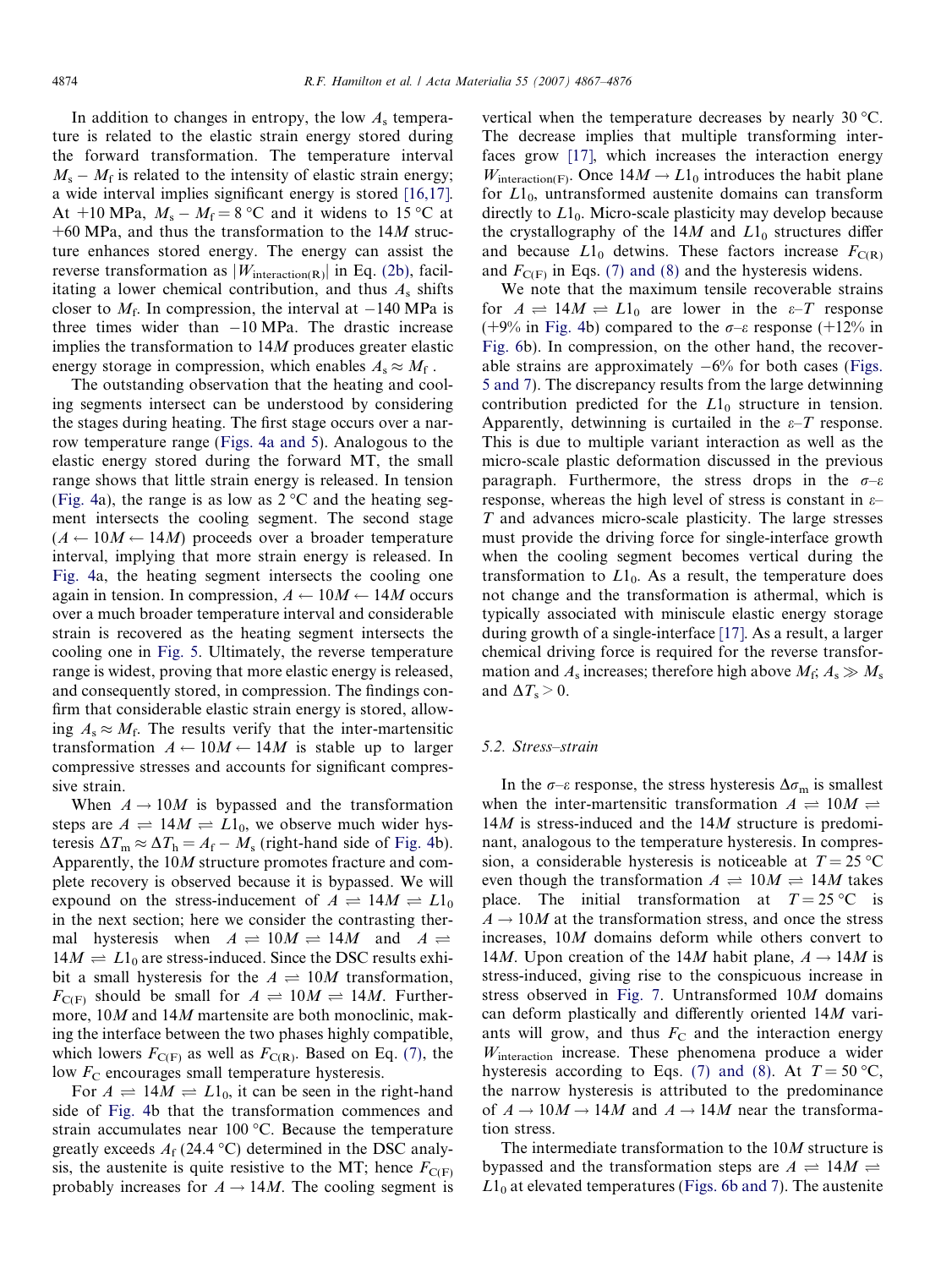In addition to changes in entropy, the low $A_s$ temperature is related to the elastic strain energy stored during the forward transformation. The temperature interval $M_s - M_f$ is related to the intensity of elastic strain energy; a wide interval implies significant energy is stored [16,17]. At +10 MPa, $M_s - M_f = 8$ °C and it widens to 15 °C at +60 MPa, and thus the transformation to the 14$M$ structure enhances stored energy. The energy can assist the reverse transformation as $|W_{\text{interaction(R)}}|$ in Eq. (2b), facilitating a lower chemical contribution, and thus $A_s$ shifts closer to $M_f$. In compression, the interval at −140 MPa is three times wider than −10 MPa. The drastic increase implies the transformation to 14$M$ produces greater elastic energy storage in compression, which enables $A_s \approx M_f$.

The outstanding observation that the heating and cooling segments intersect can be understood by considering the stages during heating. The first stage occurs over a narrow temperature range (Figs. 4a and 5). Analogous to the elastic energy stored during the forward MT, the small range shows that little strain energy is released. In tension (Fig. 4a), the range is as low as 2 °C and the heating segment intersects the cooling segment. The second stage ($A \leftarrow 10M \leftarrow 14M$) proceeds over a broader temperature interval, implying that more strain energy is released. In Fig. 4a, the heating segment intersects the cooling one again in tension. In compression, $A \leftarrow 10M \leftarrow 14M$ occurs over a much broader temperature interval and considerable strain is recovered as the heating segment intersects the cooling one in Fig. 5. Ultimately, the reverse temperature range is widest, proving that more elastic energy is released, and consequently stored, in compression. The findings confirm that considerable elastic strain energy is stored, allowing $A_s \approx M_f$. The results verify that the inter-martensitic transformation $A \leftarrow 10M \leftarrow 14M$ is stable up to larger compressive stresses and accounts for significant compressive strain.

When $A \rightarrow 10M$ is bypassed and the transformation steps are $A \rightleftharpoons 14M \rightleftharpoons L1_0$, we observe much wider hysteresis $\Delta T_m \approx \Delta T_h = A_f - M_s$ (right-hand side of Fig. 4b). Apparently, the 10$M$ structure promotes fracture and complete recovery is observed because it is bypassed. We will expound on the stress-inducement of $A \rightleftharpoons 14M \rightleftharpoons L1_0$ in the next section; here we consider the contrasting thermal hysteresis when $A \rightleftharpoons 10M \rightleftharpoons 14M$ and $A \rightleftharpoons 14M \rightleftharpoons L1_0$ are stress-induced. Since the DSC results exhibit a small hysteresis for the $A \rightleftharpoons 10M$ transformation, $F_{C(F)}$ should be small for $A \rightleftharpoons 10M \rightleftharpoons 14M$. Furthermore, 10$M$ and 14$M$ martensite are both monoclinic, making the interface between the two phases highly compatible, which lowers $F_{C(F)}$ as well as $F_{C(R)}$. Based on Eq. (7), the low $F_C$ encourages small temperature hysteresis.

For $A \rightleftharpoons 14M \rightleftharpoons L1_0$, it can be seen in the right-hand side of Fig. 4b that the transformation commences and strain accumulates near 100 °C. Because the temperature greatly exceeds $A_f$ (24.4 °C) determined in the DSC analysis, the austenite is quite resistive to the MT; hence $F_{C(F)}$ probably increases for $A \rightarrow 14M$. The cooling segment is vertical when the temperature decreases by nearly 30 °C. The decrease implies that multiple transforming interfaces grow [17], which increases the interaction energy $W_{\text{interaction(F)}}$. Once $14M \rightarrow L1_0$ introduces the habit plane for $L1_0$, untransformed austenite domains can transform directly to $L1_0$. Micro-scale plasticity may develop because the crystallography of the 14$M$ and $L1_0$ structures differ and because $L1_0$ detwins. These factors increase $F_{C(R)}$ and $F_{C(F)}$ in Eqs. (7) and (8) and the hysteresis widens.

We note that the maximum tensile recoverable strains for $A \rightleftharpoons 14M \rightleftharpoons L1_0$ are lower in the $\varepsilon$–$T$ response (+9% in Fig. 4b) compared to the $\sigma$–$\varepsilon$ response (+12% in Fig. 6b). In compression, on the other hand, the recoverable strains are approximately −6% for both cases (Figs. 5 and 7). The discrepancy results from the large detwinning contribution predicted for the $L1_0$ structure in tension. Apparently, detwinning is curtailed in the $\varepsilon$–$T$ response. This is due to multiple variant interaction as well as the micro-scale plastic deformation discussed in the previous paragraph. Furthermore, the stress drops in the $\sigma$–$\varepsilon$ response, whereas the high level of stress is constant in $\varepsilon$–$T$ and advances micro-scale plasticity. The large stresses must provide the driving force for single-interface growth when the cooling segment becomes vertical during the transformation to $L1_0$. As a result, the temperature does not change and the transformation is athermal, which is typically associated with miniscule elastic energy storage during growth of a single-interface [17]. As a result, a larger chemical driving force is required for the reverse transformation and $A_s$ increases; therefore high above $M_f$; $A_s \gg M_s$ and $\Delta T_s > 0$.

### 5.2. Stress–strain

In the $\sigma$–$\varepsilon$ response, the stress hysteresis $\Delta\sigma_m$ is smallest when the inter-martensitic transformation $A \rightleftharpoons 10M \rightleftharpoons 14M$ is stress-induced and the 14$M$ structure is predominant, analogous to the temperature hysteresis. In compression, a considerable hysteresis is noticeable at $T = 25$ °C even though the transformation $A \rightleftharpoons 10M \rightleftharpoons 14M$ takes place. The initial transformation at $T = 25$ °C is $A \rightarrow 10M$ at the transformation stress, and once the stress increases, 10$M$ domains deform while others convert to 14$M$. Upon creation of the 14$M$ habit plane, $A \rightarrow 14M$ is stress-induced, giving rise to the conspicuous increase in stress observed in Fig. 7. Untransformed 10$M$ domains can deform plastically and differently oriented 14$M$ variants will grow, and thus $F_C$ and the interaction energy $W_{\text{interaction}}$ increase. These phenomena produce a wider hysteresis according to Eqs. (7) and (8). At $T = 50$ °C, the narrow hysteresis is attributed to the predominance of $A \rightarrow 10M \rightarrow 14M$ and $A \rightarrow 14M$ near the transformation stress.

The intermediate transformation to the 10$M$ structure is bypassed and the transformation steps are $A \rightleftharpoons 14M \rightleftharpoons L1_0$ at elevated temperatures (Figs. 6b and 7). The austenite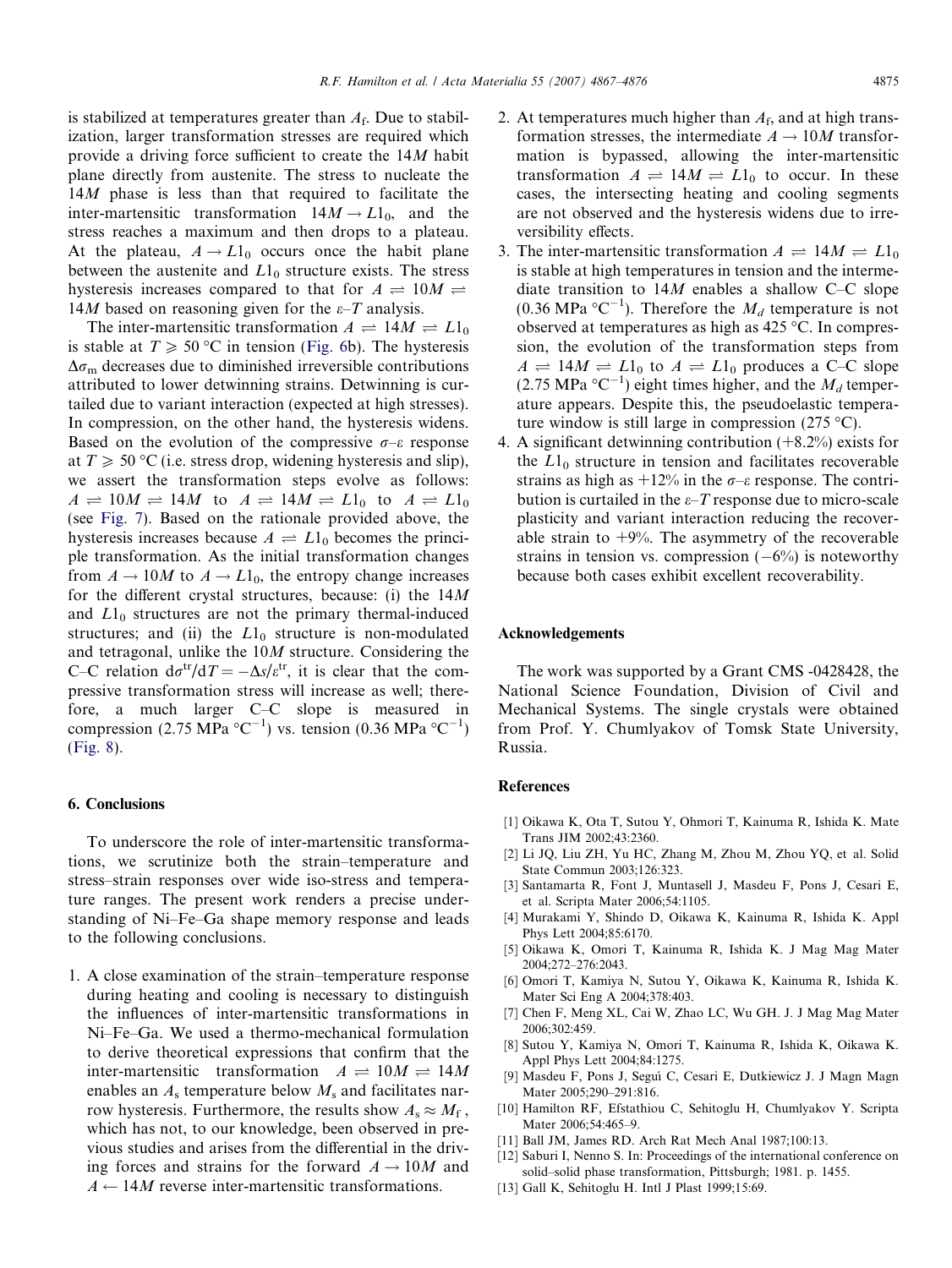is stabilized at temperatures greater than $A_f$. Due to stabilization, larger transformation stresses are required which provide a driving force sufficient to create the $14M$ habit plane directly from austenite. The stress to nucleate the $14M$ phase is less than that required to facilitate the inter-martensitic transformation $14M \rightarrow L1_0$, and the stress reaches a maximum and then drops to a plateau. At the plateau, $A \rightarrow L1_0$ occurs once the habit plane between the austenite and $L1_0$ structure exists. The stress hysteresis increases compared to that for $A \rightleftharpoons 10M \rightleftharpoons 14M$ based on reasoning given for the $\varepsilon$–$T$ analysis.

The inter-martensitic transformation $A \rightleftharpoons 14M \rightleftharpoons L1_0$ is stable at $T \geqslant 50$ °C in tension (Fig. 6b). The hysteresis $\Delta\sigma_m$ decreases due to diminished irreversible contributions attributed to lower detwinning strains. Detwinning is curtailed due to variant interaction (expected at high stresses). In compression, on the other hand, the hysteresis widens. Based on the evolution of the compressive $\sigma$–$\varepsilon$ response at $T \geqslant 50$ °C (i.e. stress drop, widening hysteresis and slip), we assert the transformation steps evolve as follows: $A \rightleftharpoons 10M \rightleftharpoons 14M$ to $A \rightleftharpoons 14M \rightleftharpoons L1_0$ to $A \rightleftharpoons L1_0$ (see Fig. 7). Based on the rationale provided above, the hysteresis increases because $A \rightleftharpoons L1_0$ becomes the principle transformation. As the initial transformation changes from $A \rightarrow 10M$ to $A \rightarrow L1_0$, the entropy change increases for the different crystal structures, because: (i) the $14M$ and $L1_0$ structures are not the primary thermal-induced structures; and (ii) the $L1_0$ structure is non-modulated and tetragonal, unlike the $10M$ structure. Considering the C–C relation $d\sigma^{tr}/dT = -\Delta s/\varepsilon^{tr}$, it is clear that the compressive transformation stress will increase as well; therefore, a much larger C–C slope is measured in compression (2.75 MPa °C$^{-1}$) vs. tension (0.36 MPa °C$^{-1}$) (Fig. 8).

## 6. Conclusions

To underscore the role of inter-martensitic transformations, we scrutinize both the strain–temperature and stress–strain responses over wide iso-stress and temperature ranges. The present work renders a precise understanding of Ni–Fe–Ga shape memory response and leads to the following conclusions.

1. A close examination of the strain–temperature response during heating and cooling is necessary to distinguish the influences of inter-martensitic transformations in Ni–Fe–Ga. We used a thermo-mechanical formulation to derive theoretical expressions that confirm that the inter-martensitic transformation $A \rightleftharpoons 10M \rightleftharpoons 14M$ enables an $A_s$ temperature below $M_s$ and facilitates narrow hysteresis. Furthermore, the results show $A_s \approx M_f$, which has not, to our knowledge, been observed in previous studies and arises from the differential in the driving forces and strains for the forward $A \rightarrow 10M$ and $A \leftarrow 14M$ reverse inter-martensitic transformations.
2. At temperatures much higher than $A_f$, and at high transformation stresses, the intermediate $A \rightarrow 10M$ transformation is bypassed, allowing the inter-martensitic transformation $A \rightleftharpoons 14M \rightleftharpoons L1_0$ to occur. In these cases, the intersecting heating and cooling segments are not observed and the hysteresis widens due to irreversibility effects.
3. The inter-martensitic transformation $A \rightleftharpoons 14M \rightleftharpoons L1_0$ is stable at high temperatures in tension and the intermediate transition to $14M$ enables a shallow C–C slope (0.36 MPa °C$^{-1}$). Therefore the $M_d$ temperature is not observed at temperatures as high as 425 °C. In compression, the evolution of the transformation steps from $A \rightleftharpoons 14M \rightleftharpoons L1_0$ to $A \rightleftharpoons L1_0$ produces a C–C slope (2.75 MPa °C$^{-1}$) eight times higher, and the $M_d$ temperature appears. Despite this, the pseudoelastic temperature window is still large in compression (275 °C).
4. A significant detwinning contribution (+8.2%) exists for the $L1_0$ structure in tension and facilitates recoverable strains as high as +12% in the $\sigma$–$\varepsilon$ response. The contribution is curtailed in the $\varepsilon$–$T$ response due to micro-scale plasticity and variant interaction reducing the recoverable strain to +9%. The asymmetry of the recoverable strains in tension vs. compression (−6%) is noteworthy because both cases exhibit excellent recoverability.

## Acknowledgements

The work was supported by a Grant CMS -0428428, the National Science Foundation, Division of Civil and Mechanical Systems. The single crystals were obtained from Prof. Y. Chumlyakov of Tomsk State University, Russia.

## References

[1] Oikawa K, Ota T, Sutou Y, Ohmori T, Kainuma R, Ishida K. Mate Trans JIM 2002;43:2360.
[2] Li JQ, Liu ZH, Yu HC, Zhang M, Zhou M, Zhou YQ, et al. Solid State Commun 2003;126:323.
[3] Santamarta R, Font J, Muntasell J, Masdeu F, Pons J, Cesari E, et al. Scripta Mater 2006;54:1105.
[4] Murakami Y, Shindo D, Oikawa K, Kainuma R, Ishida K. Appl Phys Lett 2004;85:6170.
[5] Oikawa K, Omori T, Kainuma R, Ishida K. J Mag Mag Mater 2004;272–276:2043.
[6] Omori T, Kamiya N, Sutou Y, Oikawa K, Kainuma R, Ishida K. Mater Sci Eng A 2004;378:403.
[7] Chen F, Meng XL, Cai W, Zhao LC, Wu GH. J. J Mag Mag Mater 2006;302:459.
[8] Sutou Y, Kamiya N, Omori T, Kainuma R, Ishida K, Oikawa K. Appl Phys Lett 2004;84:1275.
[9] Masdeu F, Pons J, Seguí C, Cesari E, Dutkiewicz J. J Magn Magn Mater 2005;290–291:816.
[10] Hamilton RF, Efstathiou C, Sehitoglu H, Chumlyakov Y. Scripta Mater 2006;54:465–9.
[11] Ball JM, James RD. Arch Rat Mech Anal 1987;100:13.
[12] Saburi I, Nenno S. In: Proceedings of the international conference on solid–solid phase transformation, Pittsburgh; 1981. p. 1455.
[13] Gall K, Sehitoglu H. Intl J Plast 1999;15:69.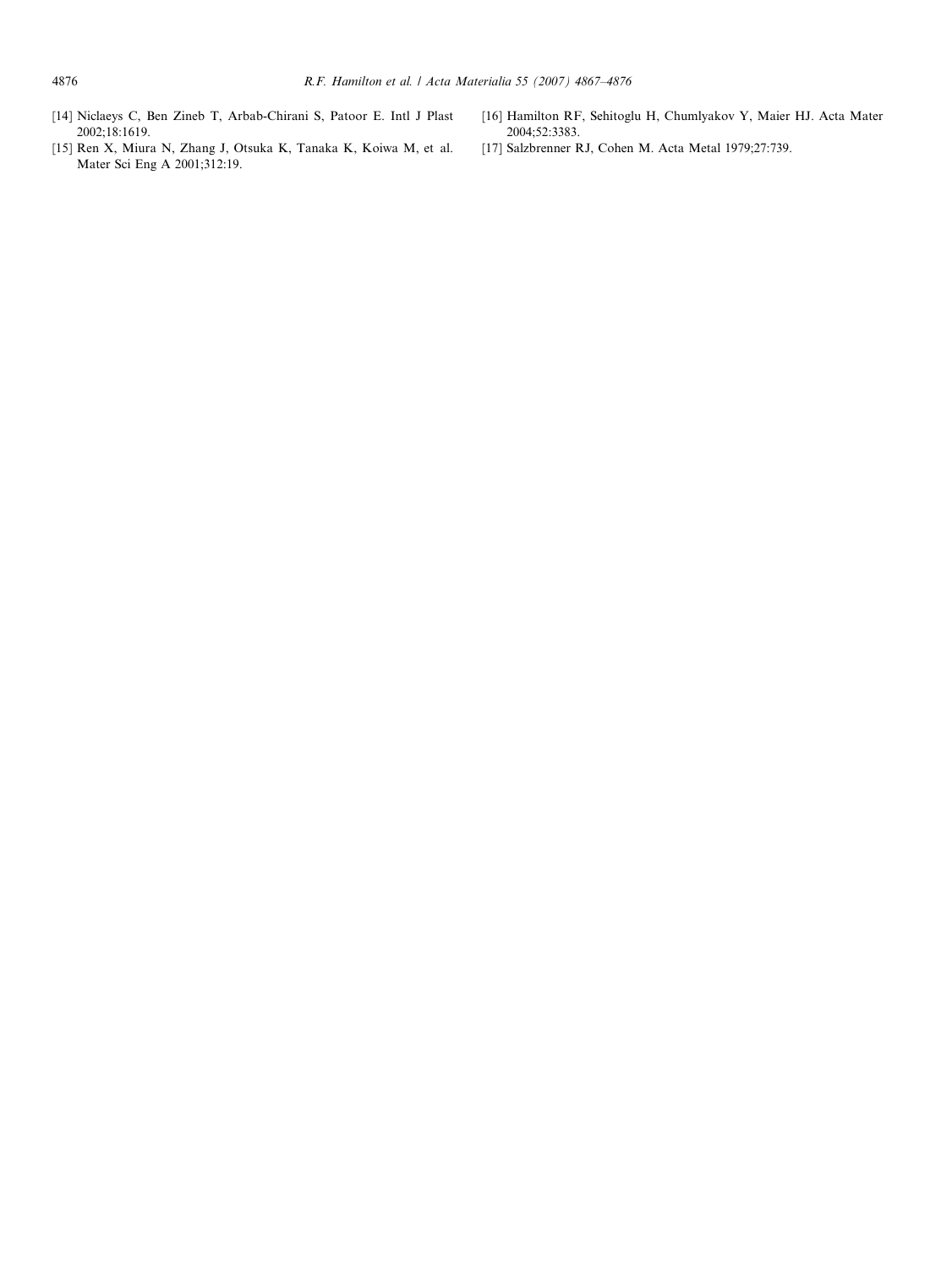[14] Niclaeys C, Ben Zineb T, Arbab-Chirani S, Patoor E. Intl J Plast 2002;18:1619.

[15] Ren X, Miura N, Zhang J, Otsuka K, Tanaka K, Koiwa M, et al. Mater Sci Eng A 2001;312:19.

[16] Hamilton RF, Sehitoglu H, Chumlyakov Y, Maier HJ. Acta Mater 2004;52:3383.

[17] Salzbrenner RJ, Cohen M. Acta Metal 1979;27:739.